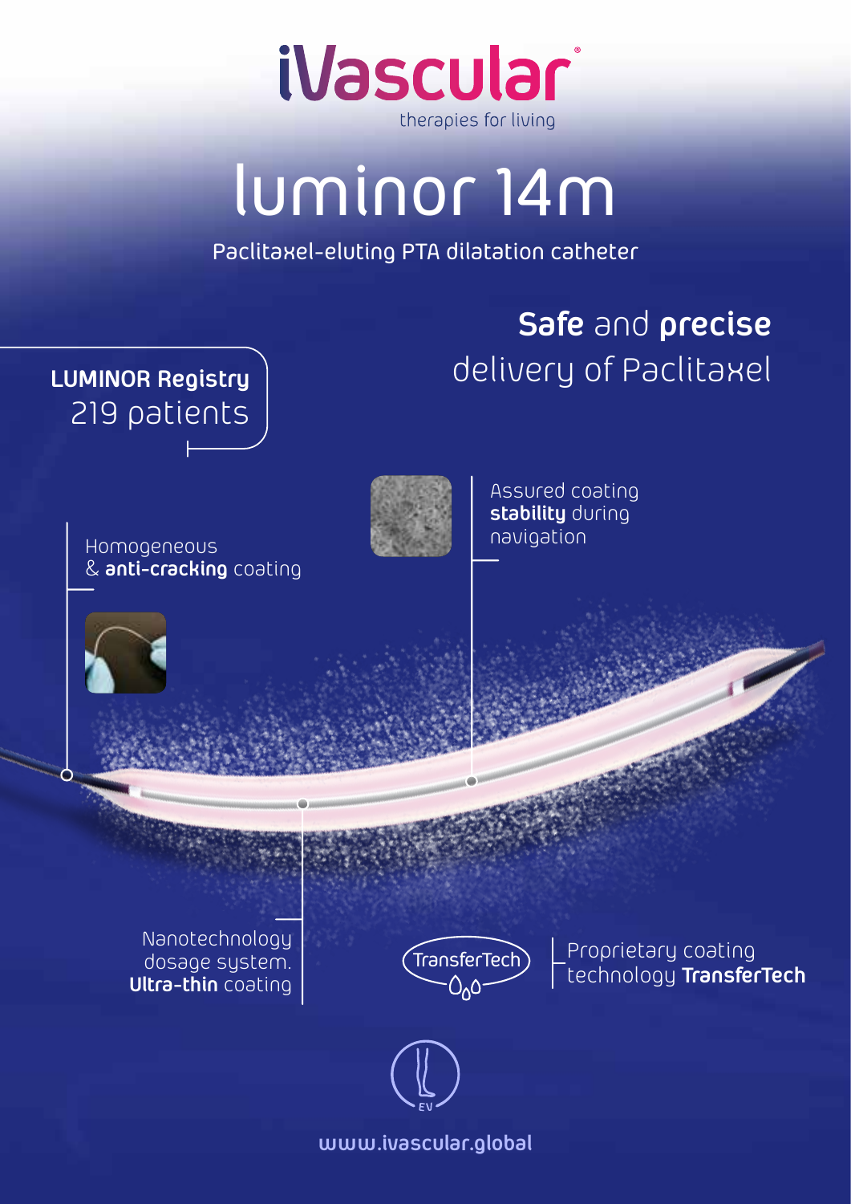iVascular®

therapies for living

# luminor 14m

Paclitaxel-eluting PTA dilatation catheter

## **Safe** and **precise** delivery of Paclitaxel

**LUMINOR Registry**
219 patients

Assured coating **stability** during navigation

Homogeneous & **anti-cracking** coating

Nanotechnology dosage system. **Ultra-thin** coating

TransferTech

Proprietary coating technology **TransferTech**

EV

www.ivascular.global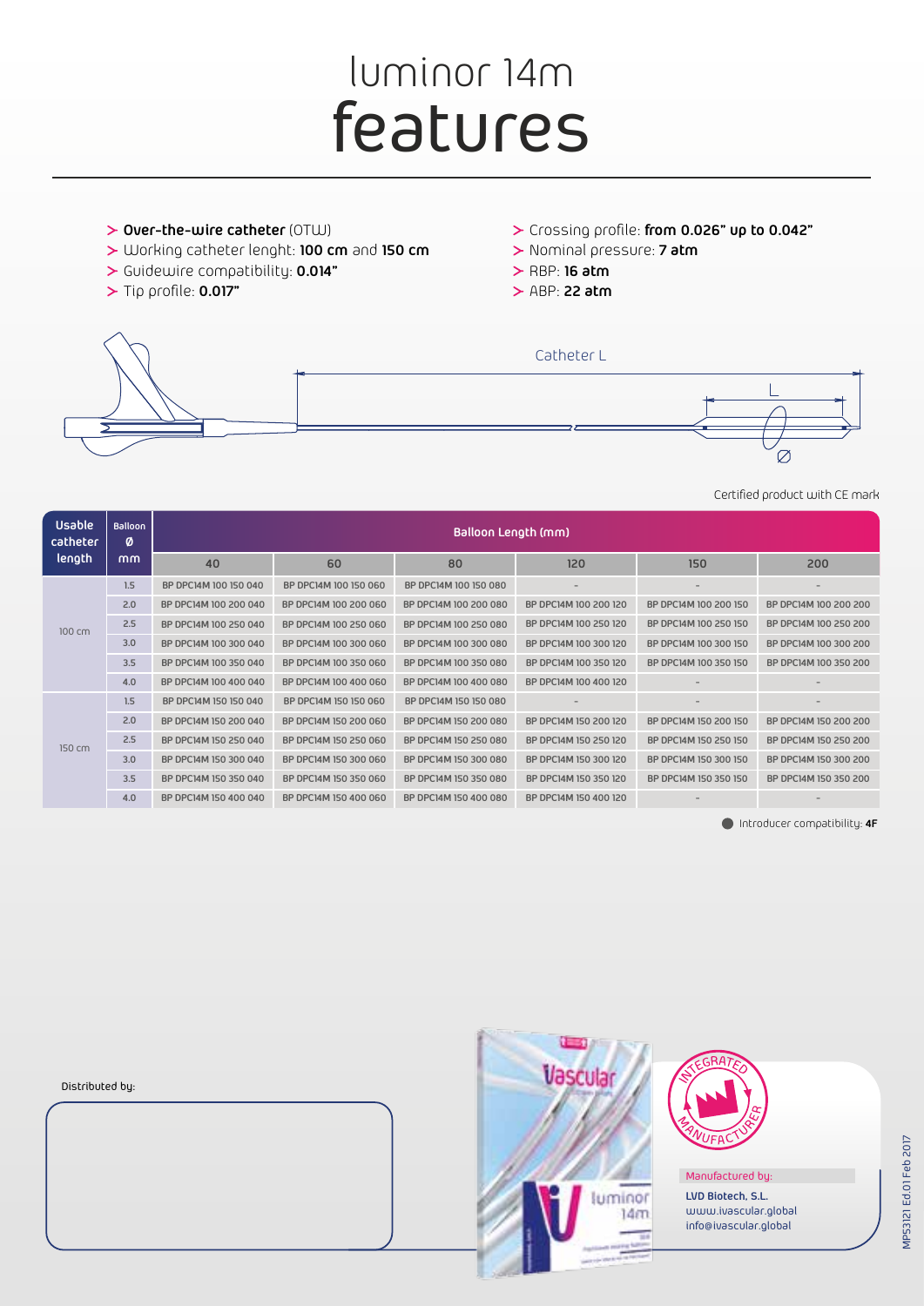# luminor 14m
# features

- > **Over-the-wire catheter** (OTW)
- > Working catheter lenght: **100 cm** and **150 cm**
- > Guidewire compatibility: **0.014"**
- > Tip profile: **0.017"**
- > Crossing profile: **from 0.026" up to 0.042"**
- > Nominal pressure: **7 atm**
- > RBP: **16 atm**
- > ABP: **22 atm**

Catheter L

L

Ø

Certified product with CE mark

| Usable catheter length | Balloon Ø mm | Balloon Length (mm) | | | | | |
|---|---|---|---|---|---|---|---|
| | | 40 | 60 | 80 | 120 | 150 | 200 |
| 100 cm | 1.5 | BP DPC14M 100 150 040 | BP DPC14M 100 150 060 | BP DPC14M 100 150 080 | - | - | - |
| | 2.0 | BP DPC14M 100 200 040 | BP DPC14M 100 200 060 | BP DPC14M 100 200 080 | BP DPC14M 100 200 120 | BP DPC14M 100 200 150 | BP DPC14M 100 200 200 |
| | 2.5 | BP DPC14M 100 250 040 | BP DPC14M 100 250 060 | BP DPC14M 100 250 080 | BP DPC14M 100 250 120 | BP DPC14M 100 250 150 | BP DPC14M 100 250 200 |
| | 3.0 | BP DPC14M 100 300 040 | BP DPC14M 100 300 060 | BP DPC14M 100 300 080 | BP DPC14M 100 300 120 | BP DPC14M 100 300 150 | BP DPC14M 100 300 200 |
| | 3.5 | BP DPC14M 100 350 040 | BP DPC14M 100 350 060 | BP DPC14M 100 350 080 | BP DPC14M 100 350 120 | BP DPC14M 100 350 150 | BP DPC14M 100 350 200 |
| | 4.0 | BP DPC14M 100 400 040 | BP DPC14M 100 400 060 | BP DPC14M 100 400 080 | BP DPC14M 100 400 120 | - | - |
| 150 cm | 1.5 | BP DPC14M 150 150 040 | BP DPC14M 150 150 060 | BP DPC14M 150 150 080 | - | - | - |
| | 2.0 | BP DPC14M 150 200 040 | BP DPC14M 150 200 060 | BP DPC14M 150 200 080 | BP DPC14M 150 200 120 | BP DPC14M 150 200 150 | BP DPC14M 150 200 200 |
| | 2.5 | BP DPC14M 150 250 040 | BP DPC14M 150 250 060 | BP DPC14M 150 250 080 | BP DPC14M 150 250 120 | BP DPC14M 150 250 150 | BP DPC14M 150 250 200 |
| | 3.0 | BP DPC14M 150 300 040 | BP DPC14M 150 300 060 | BP DPC14M 150 300 080 | BP DPC14M 150 300 120 | BP DPC14M 150 300 150 | BP DPC14M 150 300 200 |
| | 3.5 | BP DPC14M 150 350 040 | BP DPC14M 150 350 060 | BP DPC14M 150 350 080 | BP DPC14M 150 350 120 | BP DPC14M 150 350 150 | BP DPC14M 150 350 200 |
| | 4.0 | BP DPC14M 150 400 040 | BP DPC14M 150 400 060 | BP DPC14M 150 400 080 | BP DPC14M 150 400 120 | - | - |

● Introducer compatibility: **4F**

Distributed by:

INTEGRATED MANUFACTURER

Manufactured by:

**LVD Biotech, S.L.**
www.ivascular.global
info@ivascular.global

MP53121 Ed.01 Feb 2017